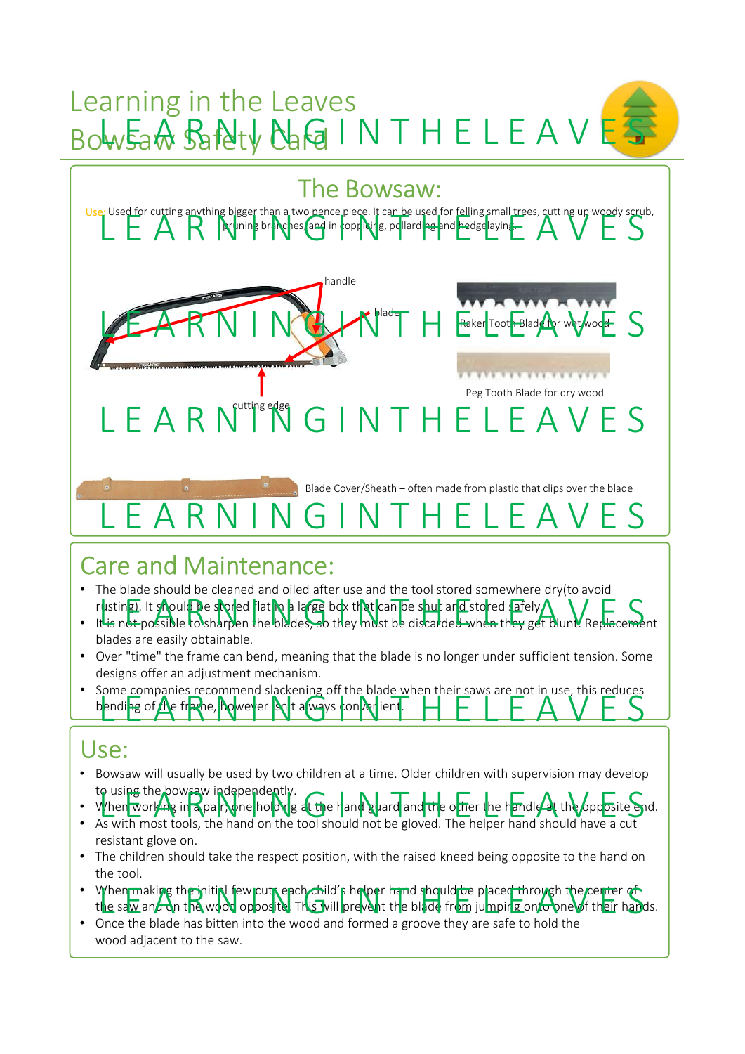# Learning in the Leaves
# Bowsaw Safety Card

## The Bowsaw:

Use: Used for cutting anything bigger than a two pence piece. It can be used for felling small trees, cutting up woody scrub, pruning branches, and in coppicing, pollarding and hedgelaying.

handle

blade

cutting edge

Raker Tooth Blade for wet wood

Peg Tooth Blade for dry wood

Blade Cover/Sheath – often made from plastic that clips over the blade

## Care and Maintenance:

- The blade should be cleaned and oiled after use and the tool stored somewhere dry(to avoid rusting). It should be stored flat in a large box that can be shut and stored safely.
- It is not possible to sharpen the blades, so they must be discarded when they get blunt. Replacement blades are easily obtainable.
- Over "time" the frame can bend, meaning that the blade is no longer under sufficient tension. Some designs offer an adjustment mechanism.
- Some companies recommend slackening off the blade when their saws are not in use, this reduces bending of the frame, however isn't always convenient.

## Use:

- Bowsaw will usually be used by two children at a time. Older children with supervision may develop to using the bowsaw independently.
- When working in a pair, one holding at the hand guard and the other the handle at the opposite end.
- As with most tools, the hand on the tool should not be gloved. The helper hand should have a cut resistant glove on.
- The children should take the respect position, with the raised kneed being opposite to the hand on the tool.
- When making the initial few cuts each child's helper hand should be placed through the center of the saw and on the wood opposite. This will prevent the blade from jumping onto one of their hands.
- Once the blade has bitten into the wood and formed a groove they are safe to hold the wood adjacent to the saw.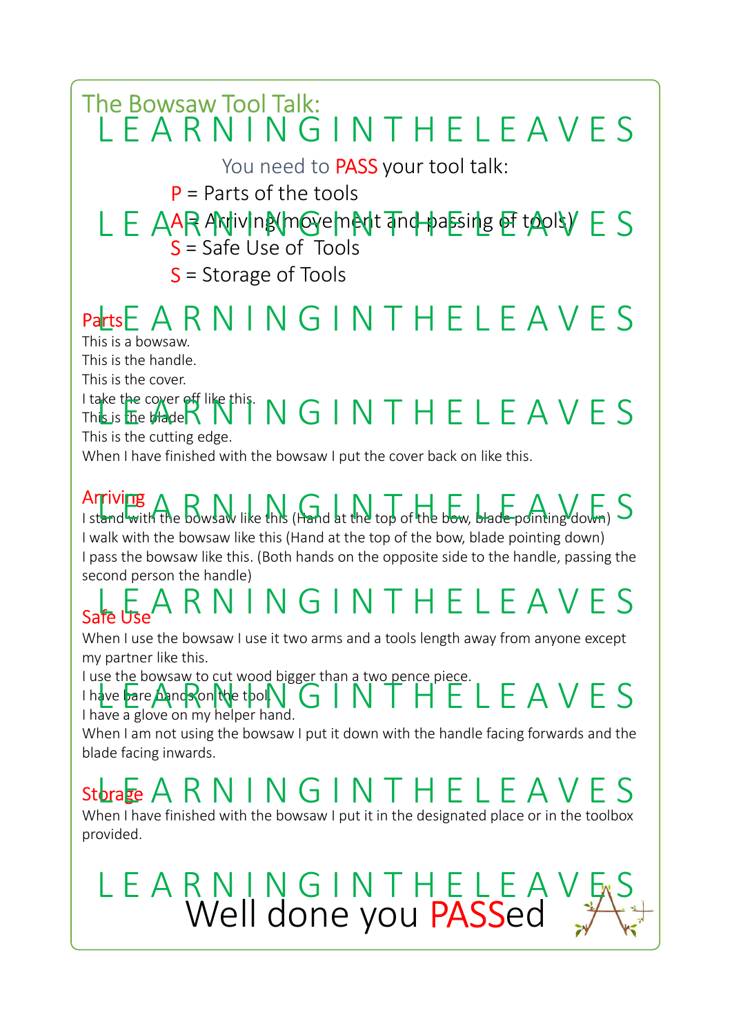# The Bowsaw Tool Talk:

You need to **PASS** your tool talk:

- P = Parts of the tools
- A = Arriving (movement and passing of tools)
- S = Safe Use of Tools
- S = Storage of Tools

## Parts

This is a bowsaw.
This is the handle.
This is the cover.
I take the cover off like this.
This is the blade.
This is the cutting edge.
When I have finished with the bowsaw I put the cover back on like this.

## Arriving

I stand with the bowsaw like this (Hand at the top of the bow, blade pointing down)
I walk with the bowsaw like this (Hand at the top of the bow, blade pointing down)
I pass the bowsaw like this. (Both hands on the opposite side to the handle, passing the second person the handle)

## Safe Use

When I use the bowsaw I use it two arms and a tools length away from anyone except my partner like this.
I use the bowsaw to cut wood bigger than a two pence piece.
I have bare hands on the tool.
I have a glove on my helper hand.
When I am not using the bowsaw I put it down with the handle facing forwards and the blade facing inwards.

## Storage

When I have finished with the bowsaw I put it in the designated place or in the toolbox provided.

Well done you **PASS**ed